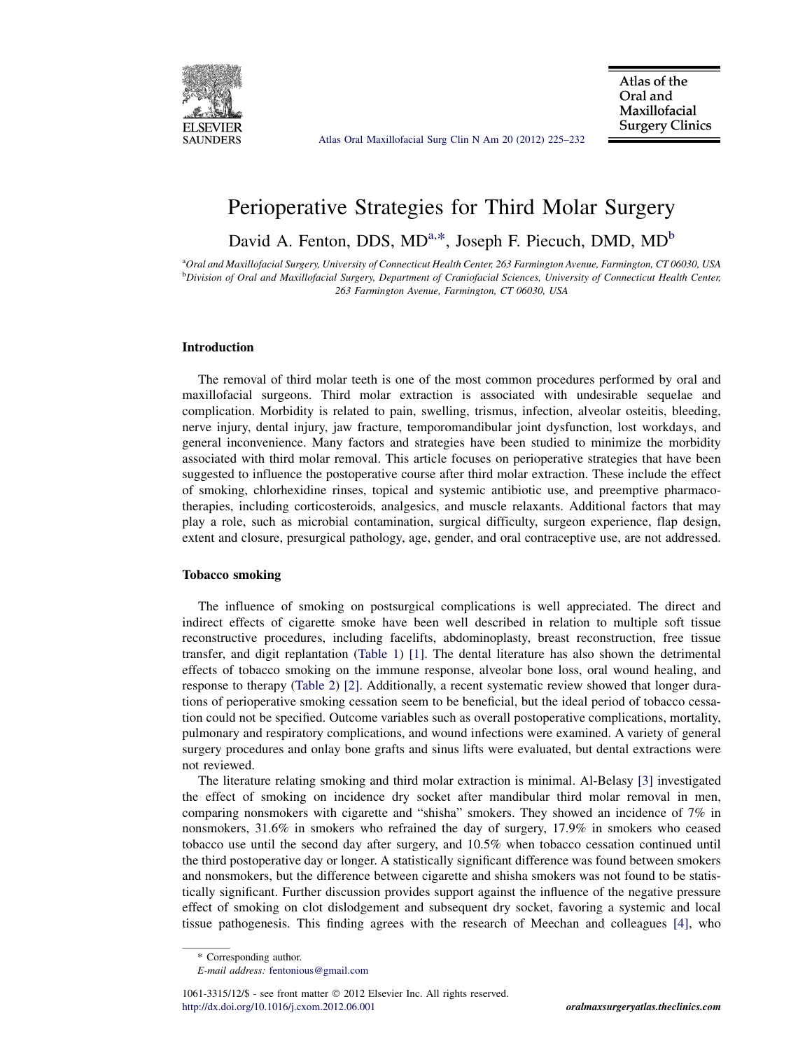# Perioperative Strategies for Third Molar Surgery

David A. Fenton, DDS, MD[a,*], Joseph F. Piecuch, DMD, MD[b]

[a]*Oral and Maxillofacial Surgery, University of Connecticut Health Center, 263 Farmington Avenue, Farmington, CT 06030, USA*
[b]*Division of Oral and Maxillofacial Surgery, Department of Craniofacial Sciences, University of Connecticut Health Center, 263 Farmington Avenue, Farmington, CT 06030, USA*

## Introduction

The removal of third molar teeth is one of the most common procedures performed by oral and maxillofacial surgeons. Third molar extraction is associated with undesirable sequelae and complication. Morbidity is related to pain, swelling, trismus, infection, alveolar osteitis, bleeding, nerve injury, dental injury, jaw fracture, temporomandibular joint dysfunction, lost workdays, and general inconvenience. Many factors and strategies have been studied to minimize the morbidity associated with third molar removal. This article focuses on perioperative strategies that have been suggested to influence the postoperative course after third molar extraction. These include the effect of smoking, chlorhexidine rinses, topical and systemic antibiotic use, and preemptive pharmacotherapies, including corticosteroids, analgesics, and muscle relaxants. Additional factors that may play a role, such as microbial contamination, surgical difficulty, surgeon experience, flap design, extent and closure, presurgical pathology, age, gender, and oral contraceptive use, are not addressed.

## Tobacco smoking

The influence of smoking on postsurgical complications is well appreciated. The direct and indirect effects of cigarette smoke have been well described in relation to multiple soft tissue reconstructive procedures, including facelifts, abdominoplasty, breast reconstruction, free tissue transfer, and digit replantation (Table 1) [1]. The dental literature has also shown the detrimental effects of tobacco smoking on the immune response, alveolar bone loss, oral wound healing, and response to therapy (Table 2) [2]. Additionally, a recent systematic review showed that longer durations of perioperative smoking cessation seem to be beneficial, but the ideal period of tobacco cessation could not be specified. Outcome variables such as overall postoperative complications, mortality, pulmonary and respiratory complications, and wound infections were examined. A variety of general surgery procedures and onlay bone grafts and sinus lifts were evaluated, but dental extractions were not reviewed.

The literature relating smoking and third molar extraction is minimal. Al-Belasy [3] investigated the effect of smoking on incidence dry socket after mandibular third molar removal in men, comparing nonsmokers with cigarette and "shisha" smokers. They showed an incidence of 7% in nonsmokers, 31.6% in smokers who refrained the day of surgery, 17.9% in smokers who ceased tobacco use until the second day after surgery, and 10.5% when tobacco cessation continued until the third postoperative day or longer. A statistically significant difference was found between smokers and nonsmokers, but the difference between cigarette and shisha smokers was not found to be statistically significant. Further discussion provides support against the influence of the negative pressure effect of smoking on clot dislodgement and subsequent dry socket, favoring a systemic and local tissue pathogenesis. This finding agrees with the research of Meechan and colleagues [4], who

\* Corresponding author.
*E-mail address:* fentonious@gmail.com

1061-3315/12/$ - see front matter © 2012 Elsevier Inc. All rights reserved.
http://dx.doi.org/10.1016/j.cxom.2012.06.001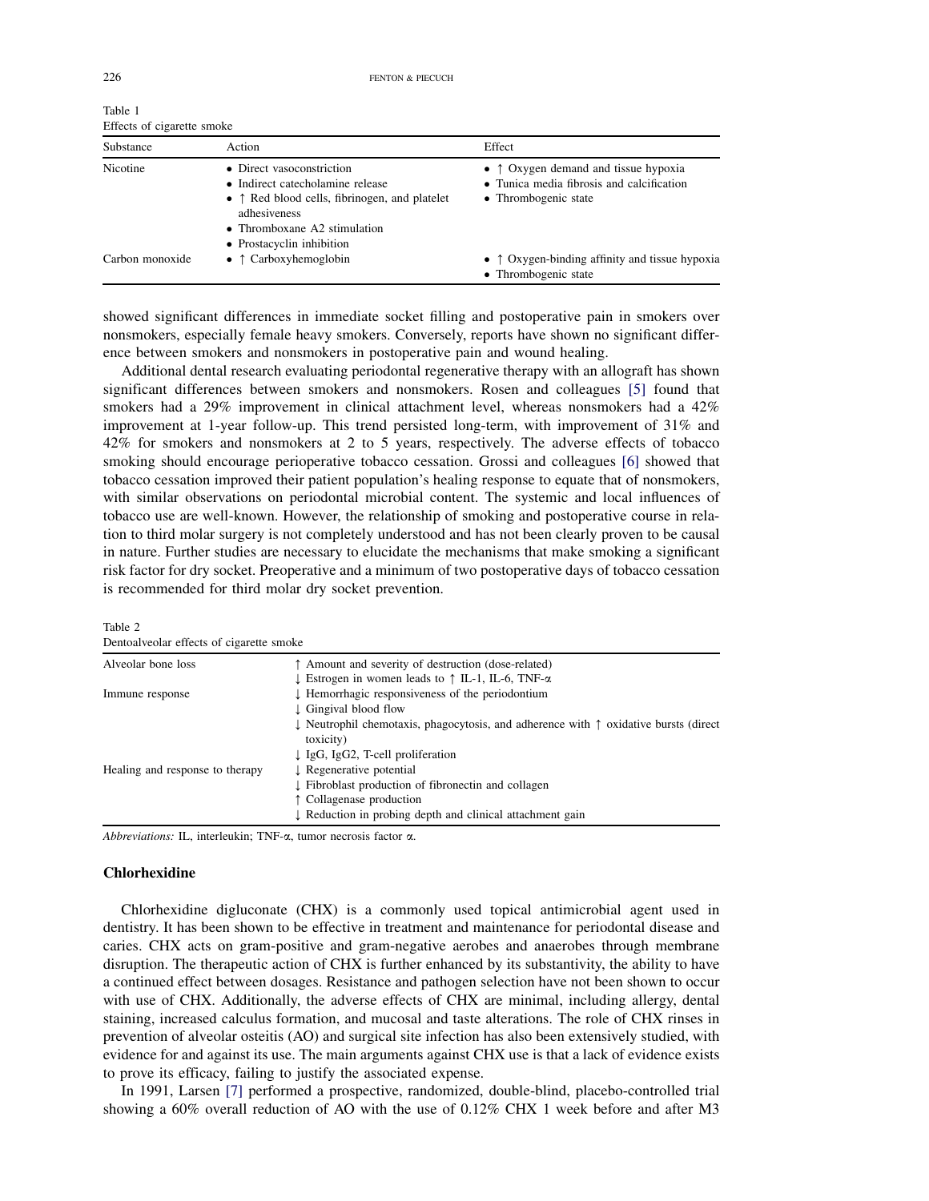Table 1
Effects of cigarette smoke

| Substance | Action | Effect |
|---|---|---|
| Nicotine | • Direct vasoconstriction<br>• Indirect catecholamine release<br>• ↑ Red blood cells, fibrinogen, and platelet adhesiveness<br>• Thromboxane A2 stimulation<br>• Prostacyclin inhibition | • ↑ Oxygen demand and tissue hypoxia<br>• Tunica media fibrosis and calcification<br>• Thrombogenic state |
| Carbon monoxide | • ↑ Carboxyhemoglobin | • ↑ Oxygen-binding affinity and tissue hypoxia<br>• Thrombogenic state |

showed significant differences in immediate socket filling and postoperative pain in smokers over nonsmokers, especially female heavy smokers. Conversely, reports have shown no significant difference between smokers and nonsmokers in postoperative pain and wound healing.

Additional dental research evaluating periodontal regenerative therapy with an allograft has shown significant differences between smokers and nonsmokers. Rosen and colleagues [5] found that smokers had a 29% improvement in clinical attachment level, whereas nonsmokers had a 42% improvement at 1-year follow-up. This trend persisted long-term, with improvement of 31% and 42% for smokers and nonsmokers at 2 to 5 years, respectively. The adverse effects of tobacco smoking should encourage perioperative tobacco cessation. Grossi and colleagues [6] showed that tobacco cessation improved their patient population's healing response to equate that of nonsmokers, with similar observations on periodontal microbial content. The systemic and local influences of tobacco use are well-known. However, the relationship of smoking and postoperative course in relation to third molar surgery is not completely understood and has not been clearly proven to be causal in nature. Further studies are necessary to elucidate the mechanisms that make smoking a significant risk factor for dry socket. Preoperative and a minimum of two postoperative days of tobacco cessation is recommended for third molar dry socket prevention.

Table 2
Dentoalveolar effects of cigarette smoke

| | |
|---|---|
| Alveolar bone loss | ↑ Amount and severity of destruction (dose-related)<br>↓ Estrogen in women leads to ↑ IL-1, IL-6, TNF-α |
| Immune response | ↓ Hemorrhagic responsiveness of the periodontium<br>↓ Gingival blood flow<br>↓ Neutrophil chemotaxis, phagocytosis, and adherence with ↑ oxidative bursts (direct toxicity)<br>↓ IgG, IgG2, T-cell proliferation |
| Healing and response to therapy | ↓ Regenerative potential<br>↓ Fibroblast production of fibronectin and collagen<br>↑ Collagenase production<br>↓ Reduction in probing depth and clinical attachment gain |

*Abbreviations:* IL, interleukin; TNF-α, tumor necrosis factor α.

### Chlorhexidine

Chlorhexidine digluconate (CHX) is a commonly used topical antimicrobial agent used in dentistry. It has been shown to be effective in treatment and maintenance for periodontal disease and caries. CHX acts on gram-positive and gram-negative aerobes and anaerobes through membrane disruption. The therapeutic action of CHX is further enhanced by its substantivity, the ability to have a continued effect between dosages. Resistance and pathogen selection have not been shown to occur with use of CHX. Additionally, the adverse effects of CHX are minimal, including allergy, dental staining, increased calculus formation, and mucosal and taste alterations. The role of CHX rinses in prevention of alveolar osteitis (AO) and surgical site infection has also been extensively studied, with evidence for and against its use. The main arguments against CHX use is that a lack of evidence exists to prove its efficacy, failing to justify the associated expense.

In 1991, Larsen [7] performed a prospective, randomized, double-blind, placebo-controlled trial showing a 60% overall reduction of AO with the use of 0.12% CHX 1 week before and after M3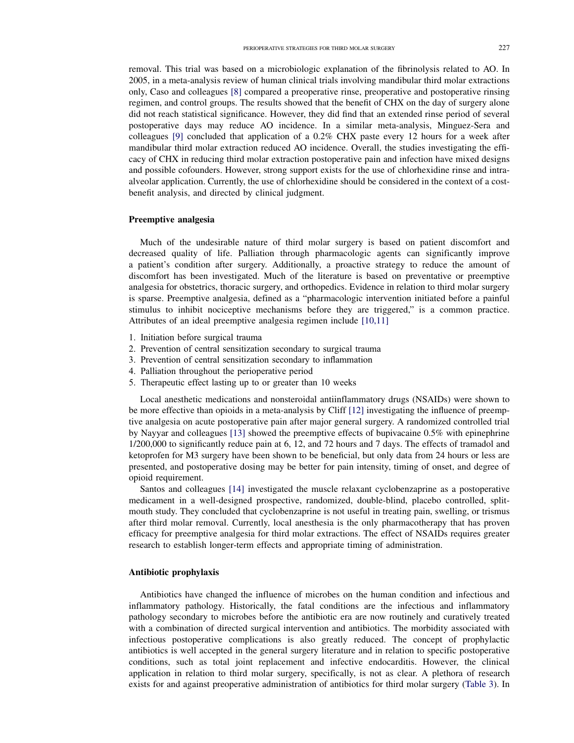removal. This trial was based on a microbiologic explanation of the fibrinolysis related to AO. In 2005, in a meta-analysis review of human clinical trials involving mandibular third molar extractions only, Caso and colleagues [8] compared a preoperative rinse, preoperative and postoperative rinsing regimen, and control groups. The results showed that the benefit of CHX on the day of surgery alone did not reach statistical significance. However, they did find that an extended rinse period of several postoperative days may reduce AO incidence. In a similar meta-analysis, Minguez-Sera and colleagues [9] concluded that application of a 0.2% CHX paste every 12 hours for a week after mandibular third molar extraction reduced AO incidence. Overall, the studies investigating the efficacy of CHX in reducing third molar extraction postoperative pain and infection have mixed designs and possible cofounders. However, strong support exists for the use of chlorhexidine rinse and intra-alveolar application. Currently, the use of chlorhexidine should be considered in the context of a cost-benefit analysis, and directed by clinical judgment.

### Preemptive analgesia

Much of the undesirable nature of third molar surgery is based on patient discomfort and decreased quality of life. Palliation through pharmacologic agents can significantly improve a patient's condition after surgery. Additionally, a proactive strategy to reduce the amount of discomfort has been investigated. Much of the literature is based on preventative or preemptive analgesia for obstetrics, thoracic surgery, and orthopedics. Evidence in relation to third molar surgery is sparse. Preemptive analgesia, defined as a "pharmacologic intervention initiated before a painful stimulus to inhibit nociceptive mechanisms before they are triggered," is a common practice. Attributes of an ideal preemptive analgesia regimen include [10,11]

1. Initiation before surgical trauma
2. Prevention of central sensitization secondary to surgical trauma
3. Prevention of central sensitization secondary to inflammation
4. Palliation throughout the perioperative period
5. Therapeutic effect lasting up to or greater than 10 weeks

Local anesthetic medications and nonsteroidal antiinflammatory drugs (NSAIDs) were shown to be more effective than opioids in a meta-analysis by Cliff [12] investigating the influence of preemptive analgesia on acute postoperative pain after major general surgery. A randomized controlled trial by Nayyar and colleagues [13] showed the preemptive effects of bupivacaine 0.5% with epinephrine 1/200,000 to significantly reduce pain at 6, 12, and 72 hours and 7 days. The effects of tramadol and ketoprofen for M3 surgery have been shown to be beneficial, but only data from 24 hours or less are presented, and postoperative dosing may be better for pain intensity, timing of onset, and degree of opioid requirement.

Santos and colleagues [14] investigated the muscle relaxant cyclobenzaprine as a postoperative medicament in a well-designed prospective, randomized, double-blind, placebo controlled, split-mouth study. They concluded that cyclobenzaprine is not useful in treating pain, swelling, or trismus after third molar removal. Currently, local anesthesia is the only pharmacotherapy that has proven efficacy for preemptive analgesia for third molar extractions. The effect of NSAIDs requires greater research to establish longer-term effects and appropriate timing of administration.

### Antibiotic prophylaxis

Antibiotics have changed the influence of microbes on the human condition and infectious and inflammatory pathology. Historically, the fatal conditions are the infectious and inflammatory pathology secondary to microbes before the antibiotic era are now routinely and curatively treated with a combination of directed surgical intervention and antibiotics. The morbidity associated with infectious postoperative complications is also greatly reduced. The concept of prophylactic antibiotics is well accepted in the general surgery literature and in relation to specific postoperative conditions, such as total joint replacement and infective endocarditis. However, the clinical application in relation to third molar surgery, specifically, is not as clear. A plethora of research exists for and against preoperative administration of antibiotics for third molar surgery (Table 3). In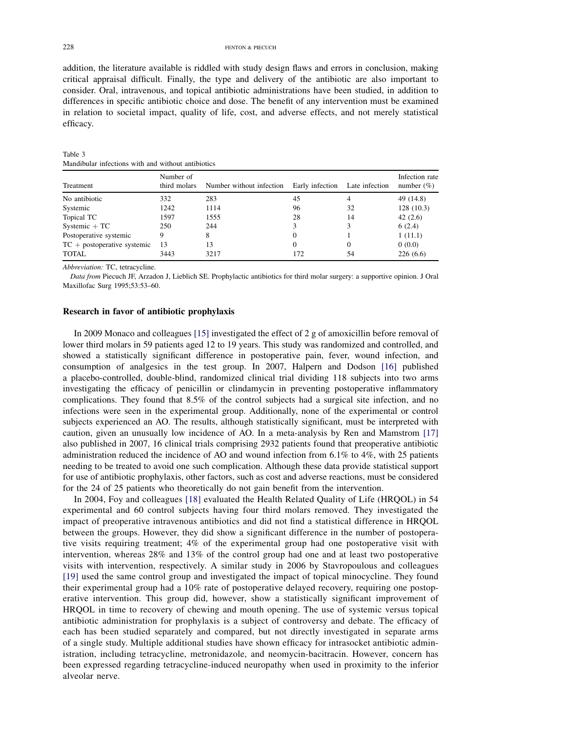addition, the literature available is riddled with study design flaws and errors in conclusion, making critical appraisal difficult. Finally, the type and delivery of the antibiotic are also important to consider. Oral, intravenous, and topical antibiotic administrations have been studied, in addition to differences in specific antibiotic choice and dose. The benefit of any intervention must be examined in relation to societal impact, quality of life, cost, and adverse effects, and not merely statistical efficacy.

Table 3
Mandibular infections with and without antibiotics

| Treatment | Number of third molars | Number without infection | Early infection | Late infection | Infection rate number (%) |
|---|---|---|---|---|---|
| No antibiotic | 332 | 283 | 45 | 4 | 49 (14.8) |
| Systemic | 1242 | 1114 | 96 | 32 | 128 (10.3) |
| Topical TC | 1597 | 1555 | 28 | 14 | 42 (2.6) |
| Systemic + TC | 250 | 244 | 3 | 3 | 6 (2.4) |
| Postoperative systemic | 9 | 8 | 0 | 1 | 1 (11.1) |
| TC + postoperative systemic | 13 | 13 | 0 | 0 | 0 (0.0) |
| TOTAL | 3443 | 3217 | 172 | 54 | 226 (6.6) |

*Abbreviation:* TC, tetracycline.

*Data from* Piecuch JF, Arzadon J, Lieblich SE. Prophylactic antibiotics for third molar surgery: a supportive opinion. J Oral Maxillofac Surg 1995;53:53–60.

## Research in favor of antibiotic prophylaxis

In 2009 Monaco and colleagues [15] investigated the effect of 2 g of amoxicillin before removal of lower third molars in 59 patients aged 12 to 19 years. This study was randomized and controlled, and showed a statistically significant difference in postoperative pain, fever, wound infection, and consumption of analgesics in the test group. In 2007, Halpern and Dodson [16] published a placebo-controlled, double-blind, randomized clinical trial dividing 118 subjects into two arms investigating the efficacy of penicillin or clindamycin in preventing postoperative inflammatory complications. They found that 8.5% of the control subjects had a surgical site infection, and no infections were seen in the experimental group. Additionally, none of the experimental or control subjects experienced an AO. The results, although statistically significant, must be interpreted with caution, given an unusually low incidence of AO. In a meta-analysis by Ren and Mamstrom [17] also published in 2007, 16 clinical trials comprising 2932 patients found that preoperative antibiotic administration reduced the incidence of AO and wound infection from 6.1% to 4%, with 25 patients needing to be treated to avoid one such complication. Although these data provide statistical support for use of antibiotic prophylaxis, other factors, such as cost and adverse reactions, must be considered for the 24 of 25 patients who theoretically do not gain benefit from the intervention.

In 2004, Foy and colleagues [18] evaluated the Health Related Quality of Life (HRQOL) in 54 experimental and 60 control subjects having four third molars removed. They investigated the impact of preoperative intravenous antibiotics and did not find a statistical difference in HRQOL between the groups. However, they did show a significant difference in the number of postoperative visits requiring treatment; 4% of the experimental group had one postoperative visit with intervention, whereas 28% and 13% of the control group had one and at least two postoperative visits with intervention, respectively. A similar study in 2006 by Stavropoulous and colleagues [19] used the same control group and investigated the impact of topical minocycline. They found their experimental group had a 10% rate of postoperative delayed recovery, requiring one postoperative intervention. This group did, however, show a statistically significant improvement of HRQOL in time to recovery of chewing and mouth opening. The use of systemic versus topical antibiotic administration for prophylaxis is a subject of controversy and debate. The efficacy of each has been studied separately and compared, but not directly investigated in separate arms of a single study. Multiple additional studies have shown efficacy for intrasocket antibiotic administration, including tetracycline, metronidazole, and neomycin-bacitracin. However, concern has been expressed regarding tetracycline-induced neuropathy when used in proximity to the inferior alveolar nerve.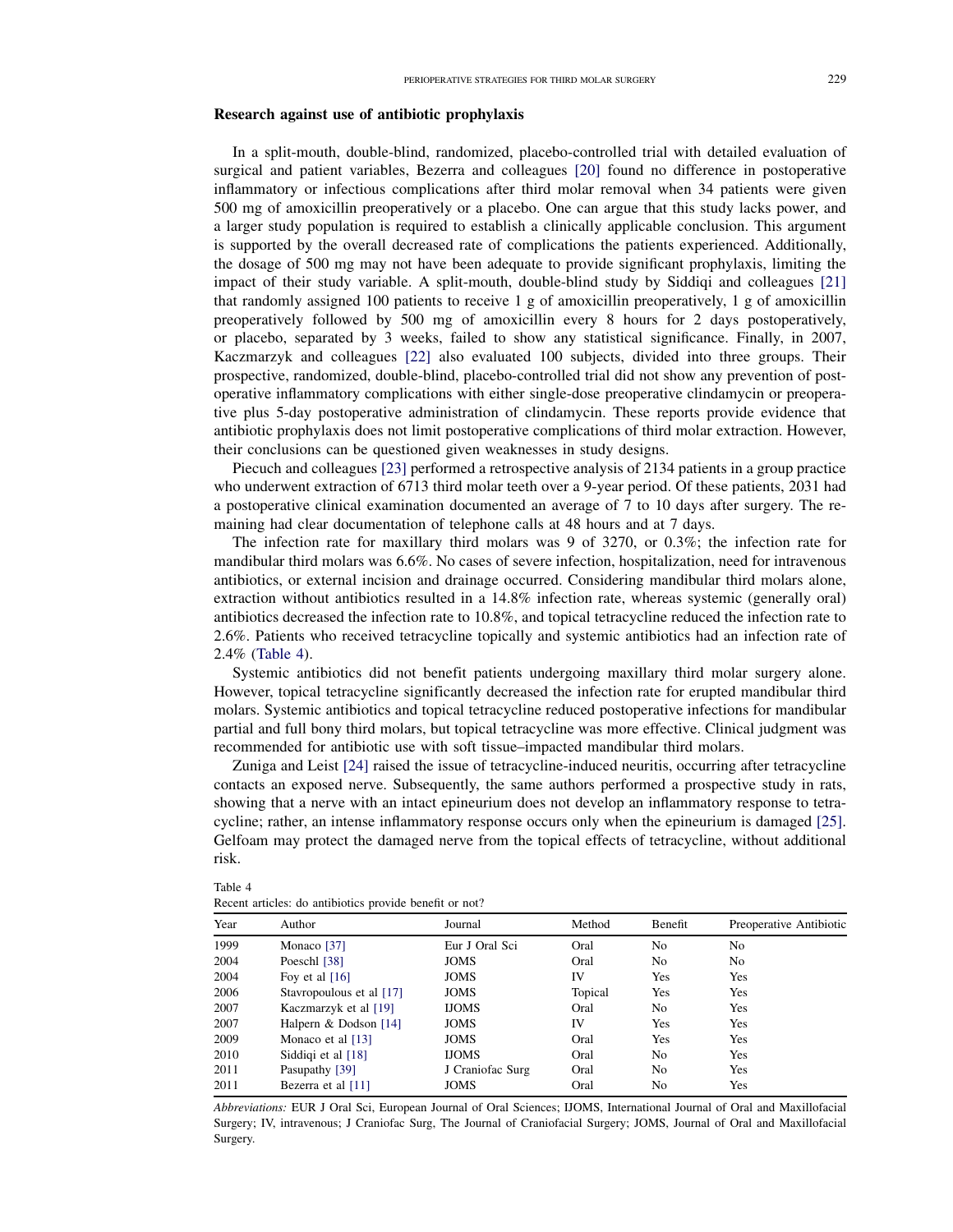### Research against use of antibiotic prophylaxis

In a split-mouth, double-blind, randomized, placebo-controlled trial with detailed evaluation of surgical and patient variables, Bezerra and colleagues [20] found no difference in postoperative inflammatory or infectious complications after third molar removal when 34 patients were given 500 mg of amoxicillin preoperatively or a placebo. One can argue that this study lacks power, and a larger study population is required to establish a clinically applicable conclusion. This argument is supported by the overall decreased rate of complications the patients experienced. Additionally, the dosage of 500 mg may not have been adequate to provide significant prophylaxis, limiting the impact of their study variable. A split-mouth, double-blind study by Siddiqi and colleagues [21] that randomly assigned 100 patients to receive 1 g of amoxicillin preoperatively, 1 g of amoxicillin preoperatively followed by 500 mg of amoxicillin every 8 hours for 2 days postoperatively, or placebo, separated by 3 weeks, failed to show any statistical significance. Finally, in 2007, Kaczmarzyk and colleagues [22] also evaluated 100 subjects, divided into three groups. Their prospective, randomized, double-blind, placebo-controlled trial did not show any prevention of postoperative inflammatory complications with either single-dose preoperative clindamycin or preoperative plus 5-day postoperative administration of clindamycin. These reports provide evidence that antibiotic prophylaxis does not limit postoperative complications of third molar extraction. However, their conclusions can be questioned given weaknesses in study designs.

Piecuch and colleagues [23] performed a retrospective analysis of 2134 patients in a group practice who underwent extraction of 6713 third molar teeth over a 9-year period. Of these patients, 2031 had a postoperative clinical examination documented an average of 7 to 10 days after surgery. The remaining had clear documentation of telephone calls at 48 hours and at 7 days.

The infection rate for maxillary third molars was 9 of 3270, or 0.3%; the infection rate for mandibular third molars was 6.6%. No cases of severe infection, hospitalization, need for intravenous antibiotics, or external incision and drainage occurred. Considering mandibular third molars alone, extraction without antibiotics resulted in a 14.8% infection rate, whereas systemic (generally oral) antibiotics decreased the infection rate to 10.8%, and topical tetracycline reduced the infection rate to 2.6%. Patients who received tetracycline topically and systemic antibiotics had an infection rate of 2.4% (Table 4).

Systemic antibiotics did not benefit patients undergoing maxillary third molar surgery alone. However, topical tetracycline significantly decreased the infection rate for erupted mandibular third molars. Systemic antibiotics and topical tetracycline reduced postoperative infections for mandibular partial and full bony third molars, but topical tetracycline was more effective. Clinical judgment was recommended for antibiotic use with soft tissue–impacted mandibular third molars.

Zuniga and Leist [24] raised the issue of tetracycline-induced neuritis, occurring after tetracycline contacts an exposed nerve. Subsequently, the same authors performed a prospective study in rats, showing that a nerve with an intact epineurium does not develop an inflammatory response to tetracycline; rather, an intense inflammatory response occurs only when the epineurium is damaged [25]. Gelfoam may protect the damaged nerve from the topical effects of tetracycline, without additional risk.

Table 4
Recent articles: do antibiotics provide benefit or not?

| Year | Author | Journal | Method | Benefit | Preoperative Antibiotic |
|---|---|---|---|---|---|
| 1999 | Monaco [37] | Eur J Oral Sci | Oral | No | No |
| 2004 | Poeschl [38] | JOMS | Oral | No | No |
| 2004 | Foy et al [16] | JOMS | IV | Yes | Yes |
| 2006 | Stavropoulous et al [17] | JOMS | Topical | Yes | Yes |
| 2007 | Kaczmarzyk et al [19] | IJOMS | Oral | No | Yes |
| 2007 | Halpern & Dodson [14] | JOMS | IV | Yes | Yes |
| 2009 | Monaco et al [13] | JOMS | Oral | Yes | Yes |
| 2010 | Siddiqi et al [18] | IJOMS | Oral | No | Yes |
| 2011 | Pasupathy [39] | J Craniofac Surg | Oral | No | Yes |
| 2011 | Bezerra et al [11] | JOMS | Oral | No | Yes |

*Abbreviations:* EUR J Oral Sci, European Journal of Oral Sciences; IJOMS, International Journal of Oral and Maxillofacial Surgery; IV, intravenous; J Craniofac Surg, The Journal of Craniofacial Surgery; JOMS, Journal of Oral and Maxillofacial Surgery.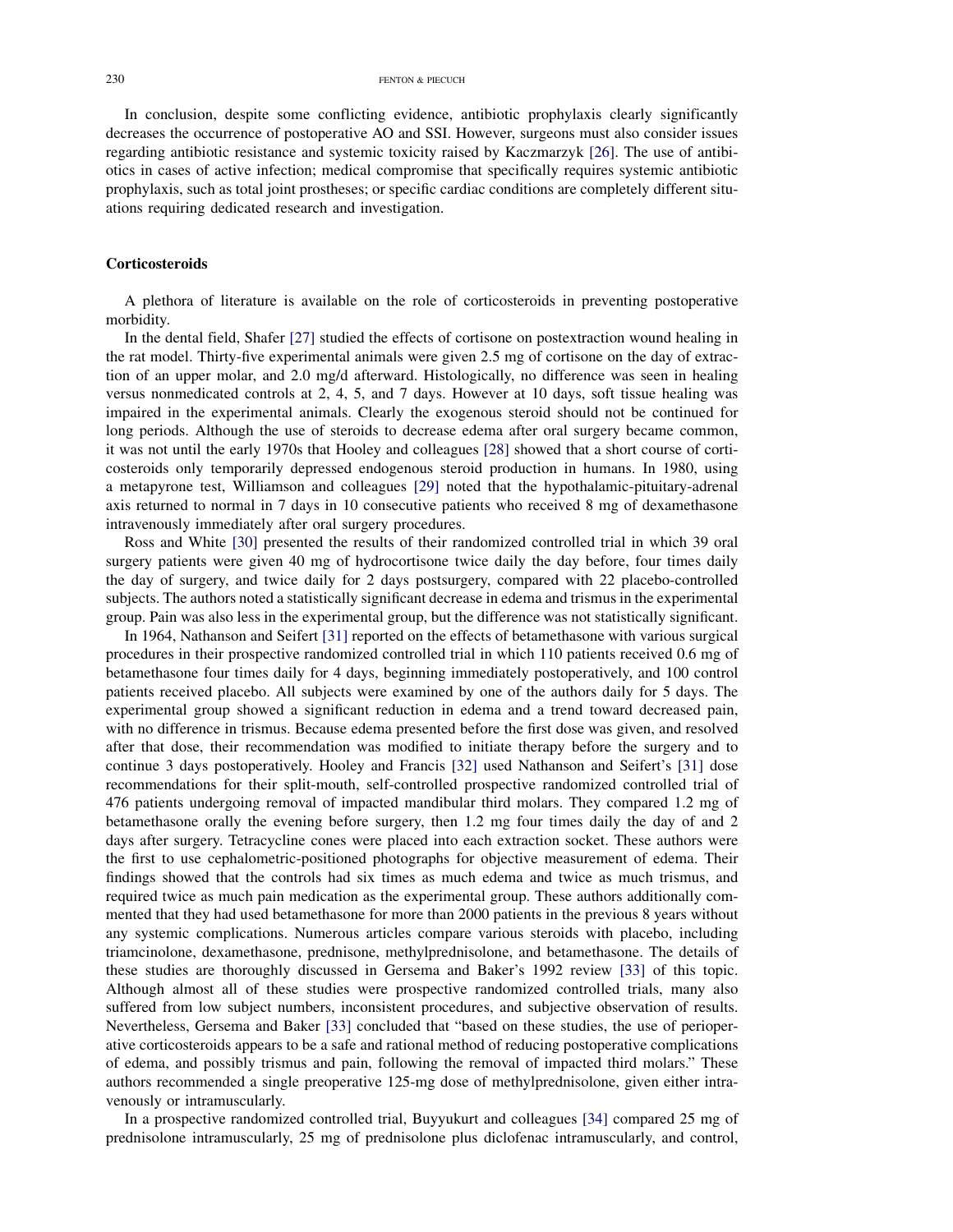In conclusion, despite some conflicting evidence, antibiotic prophylaxis clearly significantly decreases the occurrence of postoperative AO and SSI. However, surgeons must also consider issues regarding antibiotic resistance and systemic toxicity raised by Kaczmarzyk [26]. The use of antibiotics in cases of active infection; medical compromise that specifically requires systemic antibiotic prophylaxis, such as total joint prostheses; or specific cardiac conditions are completely different situations requiring dedicated research and investigation.

## Corticosteroids

A plethora of literature is available on the role of corticosteroids in preventing postoperative morbidity.

In the dental field, Shafer [27] studied the effects of cortisone on postextraction wound healing in the rat model. Thirty-five experimental animals were given 2.5 mg of cortisone on the day of extraction of an upper molar, and 2.0 mg/d afterward. Histologically, no difference was seen in healing versus nonmedicated controls at 2, 4, 5, and 7 days. However at 10 days, soft tissue healing was impaired in the experimental animals. Clearly the exogenous steroid should not be continued for long periods. Although the use of steroids to decrease edema after oral surgery became common, it was not until the early 1970s that Hooley and colleagues [28] showed that a short course of corticosteroids only temporarily depressed endogenous steroid production in humans. In 1980, using a metapyrone test, Williamson and colleagues [29] noted that the hypothalamic-pituitary-adrenal axis returned to normal in 7 days in 10 consecutive patients who received 8 mg of dexamethasone intravenously immediately after oral surgery procedures.

Ross and White [30] presented the results of their randomized controlled trial in which 39 oral surgery patients were given 40 mg of hydrocortisone twice daily the day before, four times daily the day of surgery, and twice daily for 2 days postsurgery, compared with 22 placebo-controlled subjects. The authors noted a statistically significant decrease in edema and trismus in the experimental group. Pain was also less in the experimental group, but the difference was not statistically significant.

In 1964, Nathanson and Seifert [31] reported on the effects of betamethasone with various surgical procedures in their prospective randomized controlled trial in which 110 patients received 0.6 mg of betamethasone four times daily for 4 days, beginning immediately postoperatively, and 100 control patients received placebo. All subjects were examined by one of the authors daily for 5 days. The experimental group showed a significant reduction in edema and a trend toward decreased pain, with no difference in trismus. Because edema presented before the first dose was given, and resolved after that dose, their recommendation was modified to initiate therapy before the surgery and to continue 3 days postoperatively. Hooley and Francis [32] used Nathanson and Seifert's [31] dose recommendations for their split-mouth, self-controlled prospective randomized controlled trial of 476 patients undergoing removal of impacted mandibular third molars. They compared 1.2 mg of betamethasone orally the evening before surgery, then 1.2 mg four times daily the day of and 2 days after surgery. Tetracycline cones were placed into each extraction socket. These authors were the first to use cephalometric-positioned photographs for objective measurement of edema. Their findings showed that the controls had six times as much edema and twice as much trismus, and required twice as much pain medication as the experimental group. These authors additionally commented that they had used betamethasone for more than 2000 patients in the previous 8 years without any systemic complications. Numerous articles compare various steroids with placebo, including triamcinolone, dexamethasone, prednisone, methylprednisolone, and betamethasone. The details of these studies are thoroughly discussed in Gersema and Baker's 1992 review [33] of this topic. Although almost all of these studies were prospective randomized controlled trials, many also suffered from low subject numbers, inconsistent procedures, and subjective observation of results. Nevertheless, Gersema and Baker [33] concluded that "based on these studies, the use of perioperative corticosteroids appears to be a safe and rational method of reducing postoperative complications of edema, and possibly trismus and pain, following the removal of impacted third molars." These authors recommended a single preoperative 125-mg dose of methylprednisolone, given either intravenously or intramuscularly.

In a prospective randomized controlled trial, Buyyukurt and colleagues [34] compared 25 mg of prednisolone intramuscularly, 25 mg of prednisolone plus diclofenac intramuscularly, and control,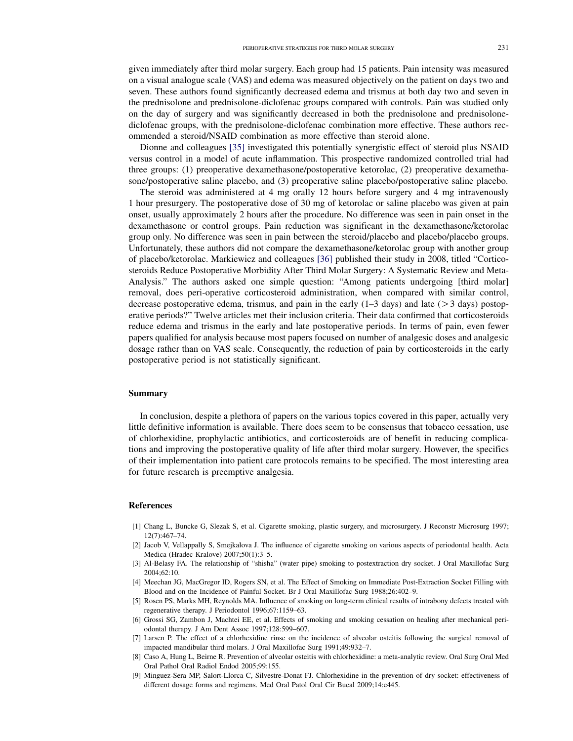given immediately after third molar surgery. Each group had 15 patients. Pain intensity was measured on a visual analogue scale (VAS) and edema was measured objectively on the patient on days two and seven. These authors found significantly decreased edema and trismus at both day two and seven in the prednisolone and prednisolone-diclofenac groups compared with controls. Pain was studied only on the day of surgery and was significantly decreased in both the prednisolone and prednisolone-diclofenac groups, with the prednisolone-diclofenac combination more effective. These authors recommended a steroid/NSAID combination as more effective than steroid alone.

Dionne and colleagues [35] investigated this potentially synergistic effect of steroid plus NSAID versus control in a model of acute inflammation. This prospective randomized controlled trial had three groups: (1) preoperative dexamethasone/postoperative ketorolac, (2) preoperative dexamethasone/postoperative saline placebo, and (3) preoperative saline placebo/postoperative saline placebo.

The steroid was administered at 4 mg orally 12 hours before surgery and 4 mg intravenously 1 hour presurgery. The postoperative dose of 30 mg of ketorolac or saline placebo was given at pain onset, usually approximately 2 hours after the procedure. No difference was seen in pain onset in the dexamethasone or control groups. Pain reduction was significant in the dexamethasone/ketorolac group only. No difference was seen in pain between the steroid/placebo and placebo/placebo groups. Unfortunately, these authors did not compare the dexamethasone/ketorolac group with another group of placebo/ketorolac. Markiewicz and colleagues [36] published their study in 2008, titled "Corticosteroids Reduce Postoperative Morbidity After Third Molar Surgery: A Systematic Review and Meta-Analysis." The authors asked one simple question: "Among patients undergoing [third molar] removal, does peri-operative corticosteroid administration, when compared with similar control, decrease postoperative edema, trismus, and pain in the early (1–3 days) and late (> 3 days) postoperative periods?" Twelve articles met their inclusion criteria. Their data confirmed that corticosteroids reduce edema and trismus in the early and late postoperative periods. In terms of pain, even fewer papers qualified for analysis because most papers focused on number of analgesic doses and analgesic dosage rather than on VAS scale. Consequently, the reduction of pain by corticosteroids in the early postoperative period is not statistically significant.

## Summary

In conclusion, despite a plethora of papers on the various topics covered in this paper, actually very little definitive information is available. There does seem to be consensus that tobacco cessation, use of chlorhexidine, prophylactic antibiotics, and corticosteroids are of benefit in reducing complications and improving the postoperative quality of life after third molar surgery. However, the specifics of their implementation into patient care protocols remains to be specified. The most interesting area for future research is preemptive analgesia.

## References

[1] Chang L, Buncke G, Slezak S, et al. Cigarette smoking, plastic surgery, and microsurgery. J Reconstr Microsurg 1997; 12(7):467–74.

[2] Jacob V, Vellappally S, Smejkalova J. The influence of cigarette smoking on various aspects of periodontal health. Acta Medica (Hradec Kralove) 2007;50(1):3–5.

[3] Al-Belasy FA. The relationship of "shisha" (water pipe) smoking to postextraction dry socket. J Oral Maxillofac Surg 2004;62:10.

[4] Meechan JG, MacGregor ID, Rogers SN, et al. The Effect of Smoking on Immediate Post-Extraction Socket Filling with Blood and on the Incidence of Painful Socket. Br J Oral Maxillofac Surg 1988;26:402–9.

[5] Rosen PS, Marks MH, Reynolds MA. Influence of smoking on long-term clinical results of intrabony defects treated with regenerative therapy. J Periodontol 1996;67:1159–63.

[6] Grossi SG, Zambon J, Machtei EE, et al. Effects of smoking and smoking cessation on healing after mechanical periodontal therapy. J Am Dent Assoc 1997;128:599–607.

[7] Larsen P. The effect of a chlorhexidine rinse on the incidence of alveolar osteitis following the surgical removal of impacted mandibular third molars. J Oral Maxillofac Surg 1991;49:932–7.

[8] Caso A, Hung L, Beirne R. Prevention of alveolar osteitis with chlorhexidine: a meta-analytic review. Oral Surg Oral Med Oral Pathol Oral Radiol Endod 2005;99:155.

[9] Minguez-Sera MP, Salort-Llorca C, Silvestre-Donat FJ. Chlorhexidine in the prevention of dry socket: effectiveness of different dosage forms and regimens. Med Oral Patol Oral Cir Bucal 2009;14:e445.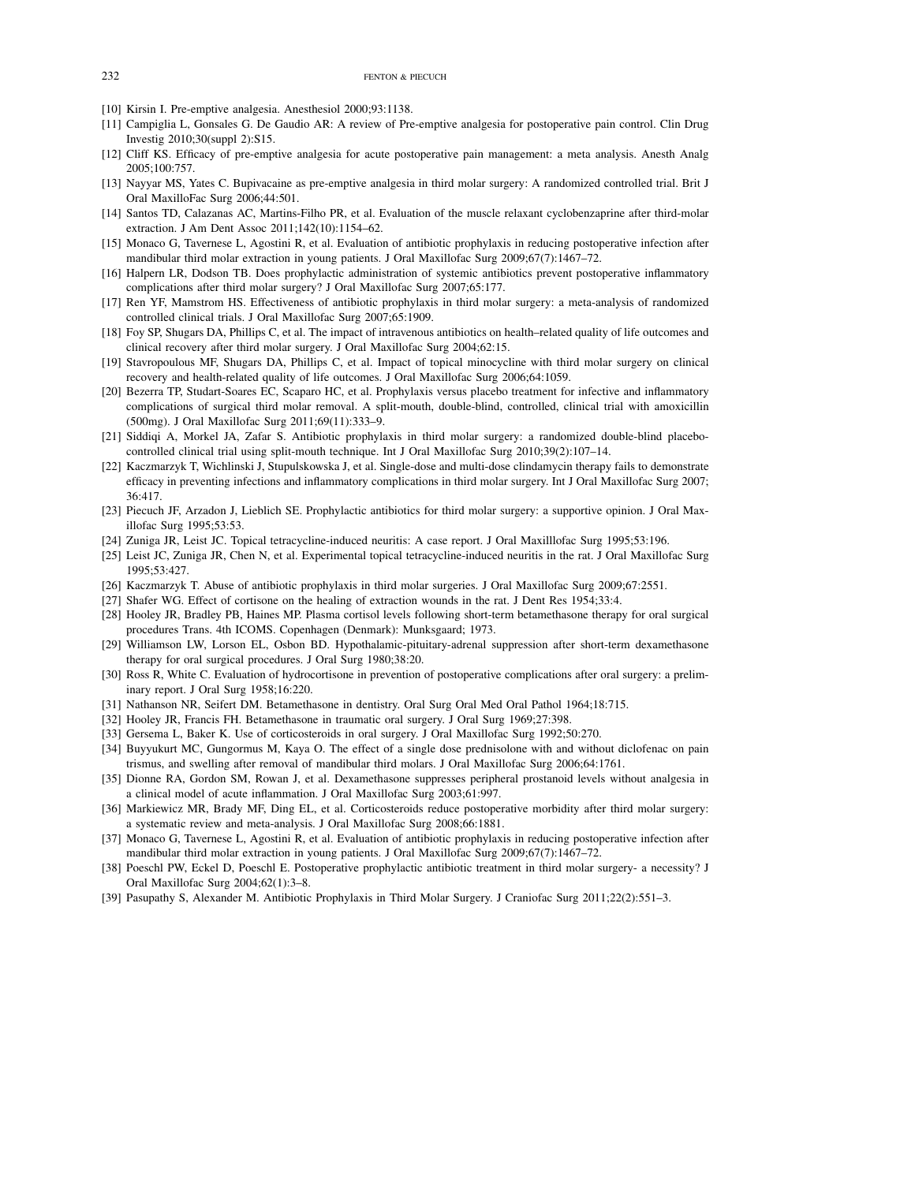[10] Kirsin I. Pre-emptive analgesia. Anesthesiol 2000;93:1138.

[11] Campiglia L, Gonsales G. De Gaudio AR: A review of Pre-emptive analgesia for postoperative pain control. Clin Drug Investig 2010;30(suppl 2):S15.

[12] Cliff KS. Efficacy of pre-emptive analgesia for acute postoperative pain management: a meta analysis. Anesth Analg 2005;100:757.

[13] Nayyar MS, Yates C. Bupivacaine as pre-emptive analgesia in third molar surgery: A randomized controlled trial. Brit J Oral MaxilloFac Surg 2006;44:501.

[14] Santos TD, Calazanas AC, Martins-Filho PR, et al. Evaluation of the muscle relaxant cyclobenzaprine after third-molar extraction. J Am Dent Assoc 2011;142(10):1154–62.

[15] Monaco G, Tavernese L, Agostini R, et al. Evaluation of antibiotic prophylaxis in reducing postoperative infection after mandibular third molar extraction in young patients. J Oral Maxillofac Surg 2009;67(7):1467–72.

[16] Halpern LR, Dodson TB. Does prophylactic administration of systemic antibiotics prevent postoperative inflammatory complications after third molar surgery? J Oral Maxillofac Surg 2007;65:177.

[17] Ren YF, Mamstrom HS. Effectiveness of antibiotic prophylaxis in third molar surgery: a meta-analysis of randomized controlled clinical trials. J Oral Maxillofac Surg 2007;65:1909.

[18] Foy SP, Shugars DA, Phillips C, et al. The impact of intravenous antibiotics on health–related quality of life outcomes and clinical recovery after third molar surgery. J Oral Maxillofac Surg 2004;62:15.

[19] Stavropoulous MF, Shugars DA, Phillips C, et al. Impact of topical minocycline with third molar surgery on clinical recovery and health-related quality of life outcomes. J Oral Maxillofac Surg 2006;64:1059.

[20] Bezerra TP, Studart-Soares EC, Scaparo HC, et al. Prophylaxis versus placebo treatment for infective and inflammatory complications of surgical third molar removal. A split-mouth, double-blind, controlled, clinical trial with amoxicillin (500mg). J Oral Maxillofac Surg 2011;69(11):333–9.

[21] Siddiqi A, Morkel JA, Zafar S. Antibiotic prophylaxis in third molar surgery: a randomized double-blind placebo-controlled clinical trial using split-mouth technique. Int J Oral Maxillofac Surg 2010;39(2):107–14.

[22] Kaczmarzyk T, Wichlinski J, Stupulskowska J, et al. Single-dose and multi-dose clindamycin therapy fails to demonstrate efficacy in preventing infections and inflammatory complications in third molar surgery. Int J Oral Maxillofac Surg 2007; 36:417.

[23] Piecuch JF, Arzadon J, Lieblich SE. Prophylactic antibiotics for third molar surgery: a supportive opinion. J Oral Maxillofac Surg 1995;53:53.

[24] Zuniga JR, Leist JC. Topical tetracycline-induced neuritis: A case report. J Oral Maxilllofac Surg 1995;53:196.

[25] Leist JC, Zuniga JR, Chen N, et al. Experimental topical tetracycline-induced neuritis in the rat. J Oral Maxillofac Surg 1995;53:427.

[26] Kaczmarzyk T. Abuse of antibiotic prophylaxis in third molar surgeries. J Oral Maxillofac Surg 2009;67:2551.

[27] Shafer WG. Effect of cortisone on the healing of extraction wounds in the rat. J Dent Res 1954;33:4.

[28] Hooley JR, Bradley PB, Haines MP. Plasma cortisol levels following short-term betamethasone therapy for oral surgical procedures Trans. 4th ICOMS. Copenhagen (Denmark): Munksgaard; 1973.

[29] Williamson LW, Lorson EL, Osbon BD. Hypothalamic-pituitary-adrenal suppression after short-term dexamethasone therapy for oral surgical procedures. J Oral Surg 1980;38:20.

[30] Ross R, White C. Evaluation of hydrocortisone in prevention of postoperative complications after oral surgery: a preliminary report. J Oral Surg 1958;16:220.

[31] Nathanson NR, Seifert DM. Betamethasone in dentistry. Oral Surg Oral Med Oral Pathol 1964;18:715.

[32] Hooley JR, Francis FH. Betamethasone in traumatic oral surgery. J Oral Surg 1969;27:398.

[33] Gersema L, Baker K. Use of corticosteroids in oral surgery. J Oral Maxillofac Surg 1992;50:270.

[34] Buyyukurt MC, Gungormus M, Kaya O. The effect of a single dose prednisolone with and without diclofenac on pain trismus, and swelling after removal of mandibular third molars. J Oral Maxillofac Surg 2006;64:1761.

[35] Dionne RA, Gordon SM, Rowan J, et al. Dexamethasone suppresses peripheral prostanoid levels without analgesia in a clinical model of acute inflammation. J Oral Maxillofac Surg 2003;61:997.

[36] Markiewicz MR, Brady MF, Ding EL, et al. Corticosteroids reduce postoperative morbidity after third molar surgery: a systematic review and meta-analysis. J Oral Maxillofac Surg 2008;66:1881.

[37] Monaco G, Tavernese L, Agostini R, et al. Evaluation of antibiotic prophylaxis in reducing postoperative infection after mandibular third molar extraction in young patients. J Oral Maxillofac Surg 2009;67(7):1467–72.

[38] Poeschl PW, Eckel D, Poeschl E. Postoperative prophylactic antibiotic treatment in third molar surgery- a necessity? J Oral Maxillofac Surg 2004;62(1):3–8.

[39] Pasupathy S, Alexander M. Antibiotic Prophylaxis in Third Molar Surgery. J Craniofac Surg 2011;22(2):551–3.